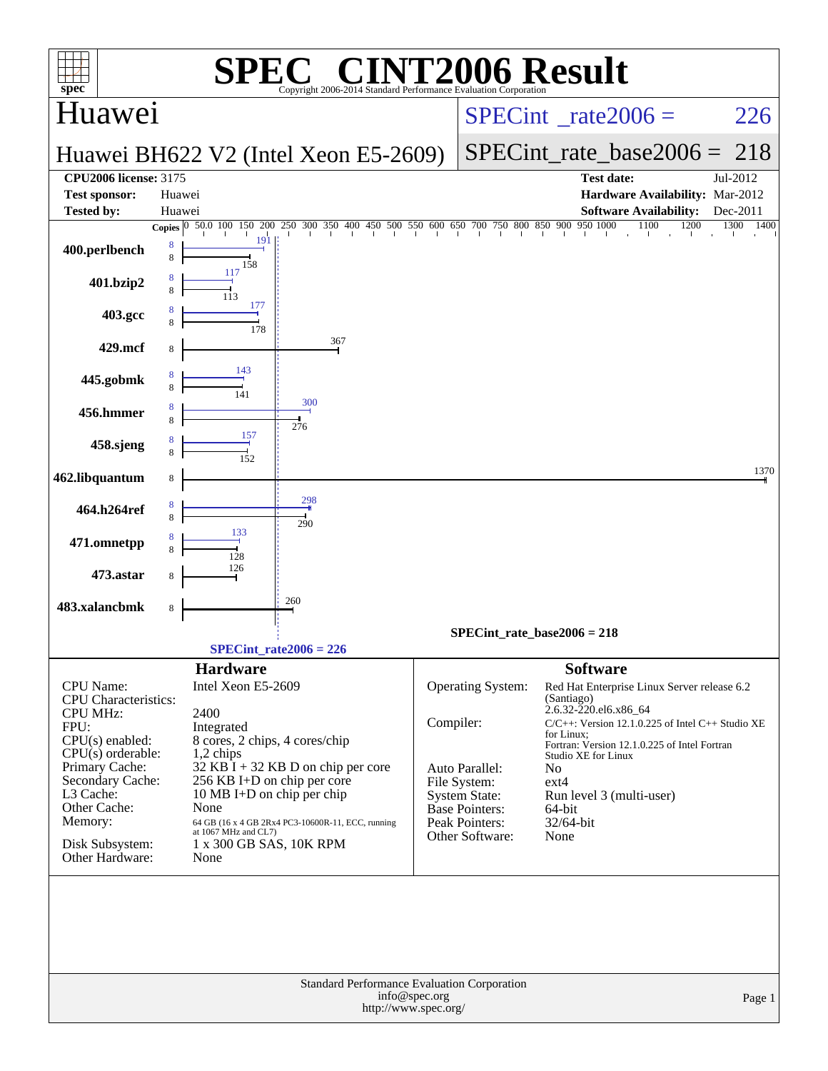# SPEC® CINT2006 Result

Copyright 2006-2014 Standard Performance Evaluation Corporation

## Huawei

**Huawei BH622 V2 (Intel Xeon E5-2609)**

SPECint_rate2006 = 226

SPECint_rate_base2006 = 218

| | | | |
|---|---|---|---|
| **CPU2006 license:** 3175 | | **Test date:** | Jul-2012 |
| **Test sponsor:** | Huawei | **Hardware Availability:** | Mar-2012 |
| **Tested by:** | Huawei | **Software Availability:** | Dec-2011 |

| Benchmark | Copies (peak) | Peak | Copies (base) | Base |
|---|---|---|---|---|
| 400.perlbench | 8 | 191 | 8 | 158 |
| 401.bzip2 | 8 | 117 | 8 | 113 |
| 403.gcc | 8 | 177 | 8 | 178 |
| 429.mcf | | | 8 | 367 |
| 445.gobmk | 8 | 143 | 8 | 141 |
| 456.hmmer | 8 | 300 | 8 | 276 |
| 458.sjeng | 8 | 157 | 8 | 152 |
| 462.libquantum | | | 8 | 1370 |
| 464.h264ref | 8 | 298 | 8 | 290 |
| 471.omnetpp | 8 | 133 | 8 | 128 |
| 473.astar | | | 8 | 126 |
| 483.xalancbmk | | | 8 | 260 |

SPECint_rate_base2006 = 218

SPECint_rate2006 = 226

## Hardware

| | |
|---|---|
| CPU Name: | Intel Xeon E5-2609 |
| CPU Characteristics: | |
| CPU MHz: | 2400 |
| FPU: | Integrated |
| CPU(s) enabled: | 8 cores, 2 chips, 4 cores/chip |
| CPU(s) orderable: | 1,2 chips |
| Primary Cache: | 32 KB I + 32 KB D on chip per core |
| Secondary Cache: | 256 KB I+D on chip per core |
| L3 Cache: | 10 MB I+D on chip per chip |
| Other Cache: | None |
| Memory: | 64 GB (16 x 4 GB 2Rx4 PC3-10600R-11, ECC, running at 1067 MHz and CL7) |
| Disk Subsystem: | 1 x 300 GB SAS, 10K RPM |
| Other Hardware: | None |

## Software

| | |
|---|---|
| Operating System: | Red Hat Enterprise Linux Server release 6.2 (Santiago) 2.6.32-220.el6.x86_64 |
| Compiler: | C/C++: Version 12.1.0.225 of Intel C++ Studio XE for Linux; Fortran: Version 12.1.0.225 of Intel Fortran Studio XE for Linux |
| Auto Parallel: | No |
| File System: | ext4 |
| System State: | Run level 3 (multi-user) |
| Base Pointers: | 64-bit |
| Peak Pointers: | 32/64-bit |
| Other Software: | None |

Standard Performance Evaluation Corporation
info@spec.org
http://www.spec.org/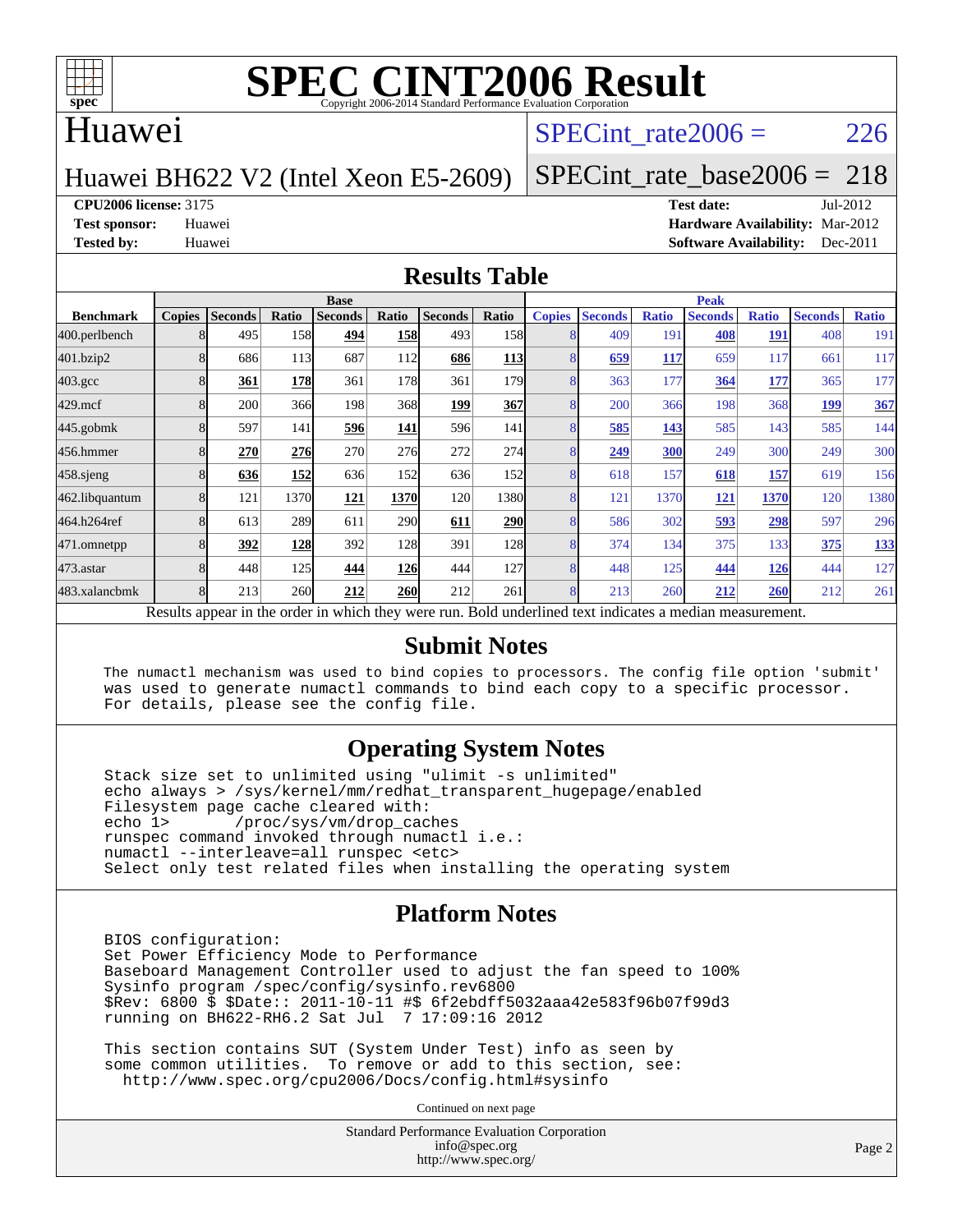# SPEC CINT2006 Result

Copyright 2006-2014 Standard Performance Evaluation Corporation

## Huawei

Huawei BH622 V2 (Intel Xeon E5-2609)

SPECint_rate2006 = 226

SPECint_rate_base2006 = 218

**CPU2006 license:** 3175
**Test sponsor:** Huawei
**Tested by:** Huawei

**Test date:** Jul-2012
**Hardware Availability:** Mar-2012
**Software Availability:** Dec-2011

## Results Table

| Benchmark | Base | | | | | | | Peak | | | | | | |
|---|---|---|---|---|---|---|---|---|---|---|---|---|---|---|
| | Copies | Seconds | Ratio | Seconds | Ratio | Seconds | Ratio | Copies | Seconds | Ratio | Seconds | Ratio | Seconds | Ratio |
| 400.perlbench | 8 | 495 | 158 | **494** | **158** | 493 | 158 | 8 | 409 | 191 | **408** | **191** | 408 | 191 |
| 401.bzip2 | 8 | 686 | 113 | 687 | 112 | **686** | **113** | 8 | **659** | **117** | 659 | 117 | 661 | 117 |
| 403.gcc | 8 | **361** | **178** | 361 | 178 | 361 | 179 | 8 | 363 | 177 | **364** | **177** | 365 | 177 |
| 429.mcf | 8 | 200 | 366 | 198 | 368 | **199** | **367** | 8 | 200 | 366 | 198 | 368 | **199** | **367** |
| 445.gobmk | 8 | 597 | 141 | **596** | **141** | 596 | 141 | 8 | **585** | **143** | 585 | 143 | 585 | 144 |
| 456.hmmer | 8 | **270** | **276** | 270 | 276 | 272 | 274 | 8 | **249** | **300** | 249 | 300 | 249 | 300 |
| 458.sjeng | 8 | **636** | **152** | 636 | 152 | 636 | 152 | 8 | 618 | 157 | **618** | **157** | 619 | 156 |
| 462.libquantum | 8 | 121 | 1370 | **121** | **1370** | 120 | 1380 | 8 | 121 | 1370 | **121** | **1370** | 120 | 1380 |
| 464.h264ref | 8 | 613 | 289 | 611 | 290 | **611** | **290** | 8 | 586 | 302 | **593** | **298** | 597 | 296 |
| 471.omnetpp | 8 | **392** | **128** | 392 | 128 | 391 | 128 | 8 | 374 | 134 | 375 | 133 | **375** | **133** |
| 473.astar | 8 | 448 | 125 | **444** | **126** | 444 | 127 | 8 | 448 | 125 | **444** | **126** | 444 | 127 |
| 483.xalancbmk | 8 | 213 | 260 | **212** | **260** | 212 | 261 | 8 | 213 | 260 | **212** | **260** | 212 | 261 |

Results appear in the order in which they were run. Bold underlined text indicates a median measurement.

## Submit Notes

```
The numactl mechanism was used to bind copies to processors. The config file option 'submit'
was used to generate numactl commands to bind each copy to a specific processor.
For details, please see the config file.
```

## Operating System Notes

```
Stack size set to unlimited using "ulimit -s unlimited"
echo always > /sys/kernel/mm/redhat_transparent_hugepage/enabled
Filesystem page cache cleared with:
echo 1>       /proc/sys/vm/drop_caches
runspec command invoked through numactl i.e.:
numactl --interleave=all runspec <etc>
Select only test related files when installing the operating system
```

## Platform Notes

```
BIOS configuration:
Set Power Efficiency Mode to Performance
Baseboard Management Controller used to adjust the fan speed to 100%
Sysinfo program /spec/config/sysinfo.rev6800
$Rev: 6800 $ $Date:: 2011-10-11 #$ 6f2ebdff5032aaa42e583f96b07f99d3
running on BH622-RH6.2 Sat Jul  7 17:09:16 2012

This section contains SUT (System Under Test) info as seen by
some common utilities.  To remove or add to this section, see:
  http://www.spec.org/cpu2006/Docs/config.html#sysinfo
```

Continued on next page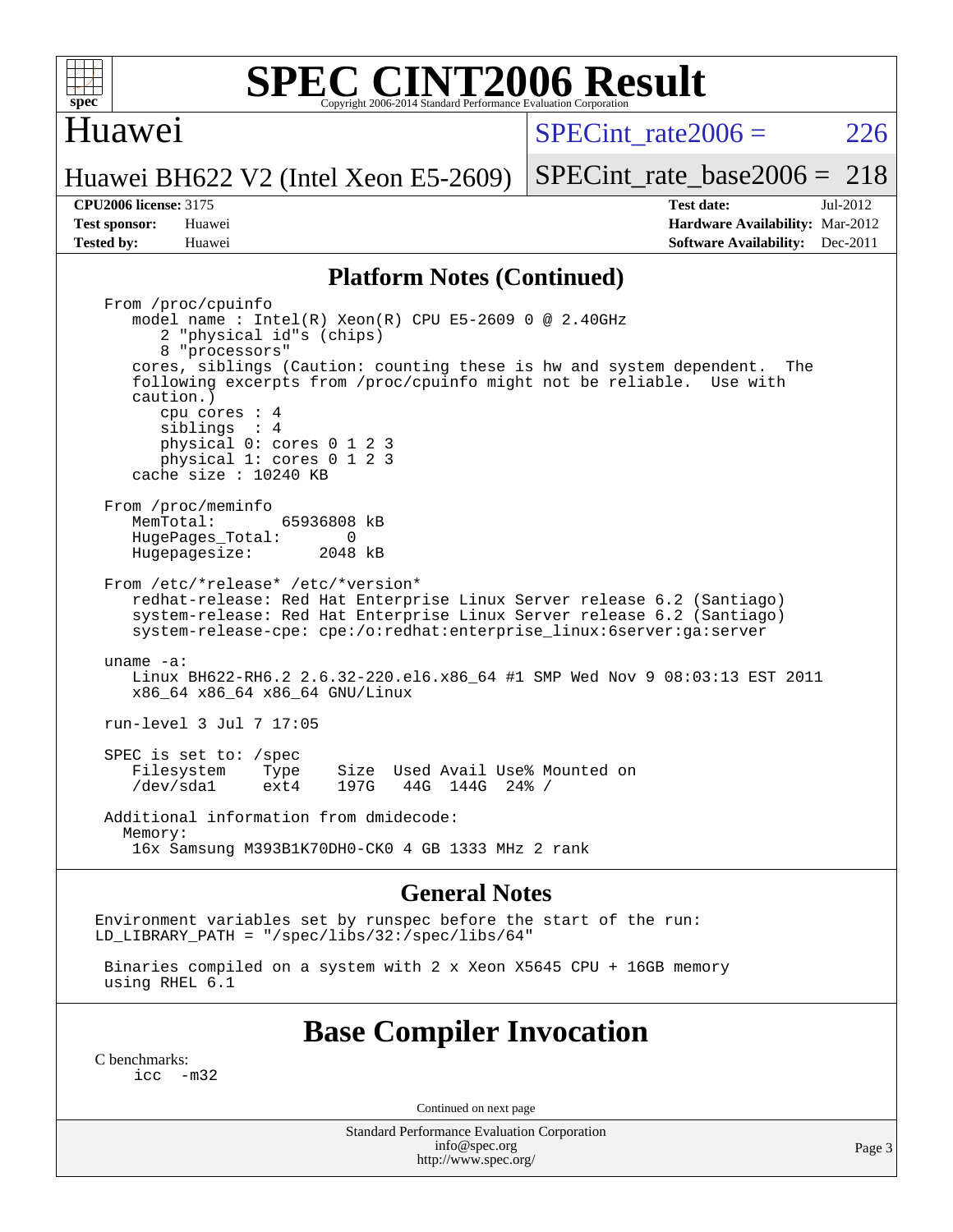## Platform Notes (Continued)

```
From /proc/cpuinfo
   model name : Intel(R) Xeon(R) CPU E5-2609 0 @ 2.40GHz
      2 "physical id"s (chips)
      8 "processors"
   cores, siblings (Caution: counting these is hw and system dependent.  The
   following excerpts from /proc/cpuinfo might not be reliable.  Use with
   caution.)
      cpu cores : 4
      siblings  : 4
      physical 0: cores 0 1 2 3
      physical 1: cores 0 1 2 3
   cache size : 10240 KB

From /proc/meminfo
   MemTotal:       65936808 kB
   HugePages_Total:       0
   Hugepagesize:       2048 kB

From /etc/*release* /etc/*version*
   redhat-release: Red Hat Enterprise Linux Server release 6.2 (Santiago)
   system-release: Red Hat Enterprise Linux Server release 6.2 (Santiago)
   system-release-cpe: cpe:/o:redhat:enterprise_linux:6server:ga:server

uname -a:
   Linux BH622-RH6.2 2.6.32-220.el6.x86_64 #1 SMP Wed Nov 9 08:03:13 EST 2011
   x86_64 x86_64 x86_64 GNU/Linux

run-level 3 Jul 7 17:05

SPEC is set to: /spec
   Filesystem    Type    Size  Used Avail Use% Mounted on
   /dev/sda1     ext4    197G   44G  144G  24% /

Additional information from dmidecode:
  Memory:
   16x Samsung M393B1K70DH0-CK0 4 GB 1333 MHz 2 rank
```

## General Notes

```
Environment variables set by runspec before the start of the run:
LD_LIBRARY_PATH = "/spec/libs/32:/spec/libs/64"

 Binaries compiled on a system with 2 x Xeon X5645 CPU + 16GB memory
 using RHEL 6.1
```

## Base Compiler Invocation

C benchmarks:

```
icc  -m32
```

Continued on next page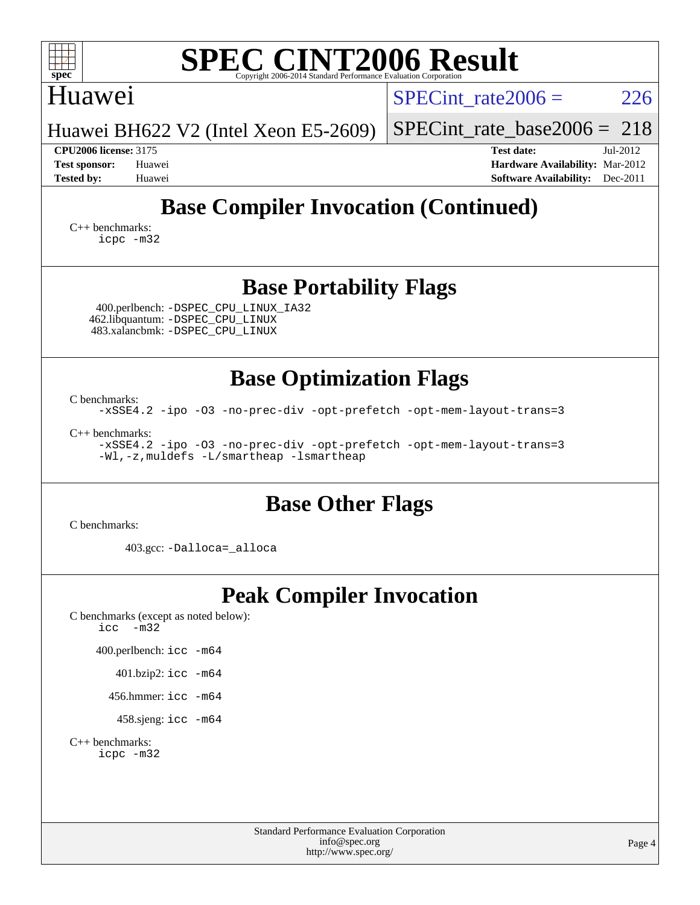## Base Compiler Invocation (Continued)

C++ benchmarks:
```
icpc -m32
```

## Base Portability Flags

400.perlbench: `-DSPEC_CPU_LINUX_IA32`
462.libquantum: `-DSPEC_CPU_LINUX`
483.xalancbmk: `-DSPEC_CPU_LINUX`

## Base Optimization Flags

C benchmarks:
```
-xSSE4.2 -ipo -O3 -no-prec-div -opt-prefetch -opt-mem-layout-trans=3
```

C++ benchmarks:
```
-xSSE4.2 -ipo -O3 -no-prec-div -opt-prefetch -opt-mem-layout-trans=3
-Wl,-z,muldefs -L/smartheap -lsmartheap
```

## Base Other Flags

C benchmarks:

403.gcc: `-Dalloca=_alloca`

## Peak Compiler Invocation

C benchmarks (except as noted below):
```
icc  -m32
```

400.perlbench: `icc -m64`

401.bzip2: `icc -m64`

456.hmmer: `icc -m64`

458.sjeng: `icc -m64`

C++ benchmarks:
```
icpc -m32
```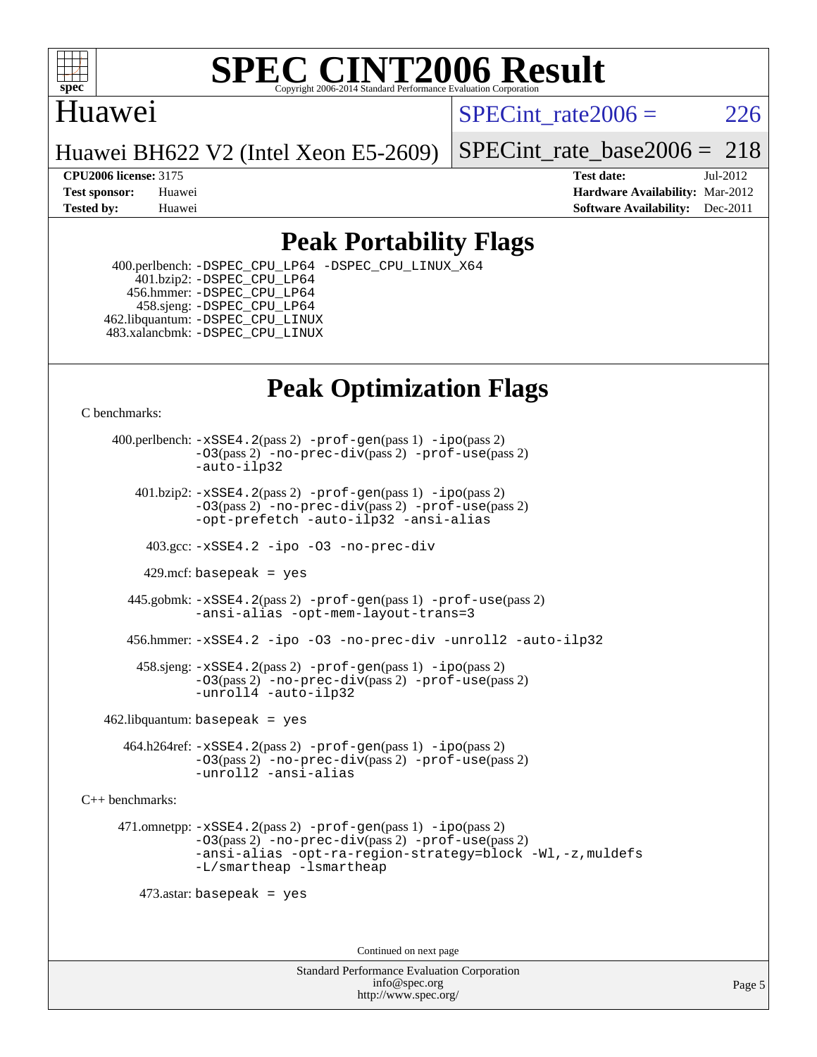# SPEC CINT2006 Result

Copyright 2006-2014 Standard Performance Evaluation Corporation

## Huawei

Huawei BH622 V2 (Intel Xeon E5-2609)

SPECint_rate2006 = 226

SPECint_rate_base2006 = 218

**CPU2006 license:** 3175
**Test sponsor:** Huawei
**Tested by:** Huawei

**Test date:** Jul-2012
**Hardware Availability:** Mar-2012
**Software Availability:** Dec-2011

## Peak Portability Flags

400.perlbench: -DSPEC_CPU_LP64 -DSPEC_CPU_LINUX_X64
401.bzip2: -DSPEC_CPU_LP64
456.hmmer: -DSPEC_CPU_LP64
458.sjeng: -DSPEC_CPU_LP64
462.libquantum: -DSPEC_CPU_LINUX
483.xalancbmk: -DSPEC_CPU_LINUX

## Peak Optimization Flags

C benchmarks:

400.perlbench: -xSSE4.2(pass 2) -prof-gen(pass 1) -ipo(pass 2) -O3(pass 2) -no-prec-div(pass 2) -prof-use(pass 2) -auto-ilp32

401.bzip2: -xSSE4.2(pass 2) -prof-gen(pass 1) -ipo(pass 2) -O3(pass 2) -no-prec-div(pass 2) -prof-use(pass 2) -opt-prefetch -auto-ilp32 -ansi-alias

403.gcc: -xSSE4.2 -ipo -O3 -no-prec-div

429.mcf: basepeak = yes

445.gobmk: -xSSE4.2(pass 2) -prof-gen(pass 1) -prof-use(pass 2) -ansi-alias -opt-mem-layout-trans=3

456.hmmer: -xSSE4.2 -ipo -O3 -no-prec-div -unroll2 -auto-ilp32

458.sjeng: -xSSE4.2(pass 2) -prof-gen(pass 1) -ipo(pass 2) -O3(pass 2) -no-prec-div(pass 2) -prof-use(pass 2) -unroll4 -auto-ilp32

462.libquantum: basepeak = yes

464.h264ref: -xSSE4.2(pass 2) -prof-gen(pass 1) -ipo(pass 2) -O3(pass 2) -no-prec-div(pass 2) -prof-use(pass 2) -unroll2 -ansi-alias

C++ benchmarks:

471.omnetpp: -xSSE4.2(pass 2) -prof-gen(pass 1) -ipo(pass 2) -O3(pass 2) -no-prec-div(pass 2) -prof-use(pass 2) -ansi-alias -opt-ra-region-strategy=block -Wl,-z,muldefs -L/smartheap -lsmartheap

473.astar: basepeak = yes

Continued on next page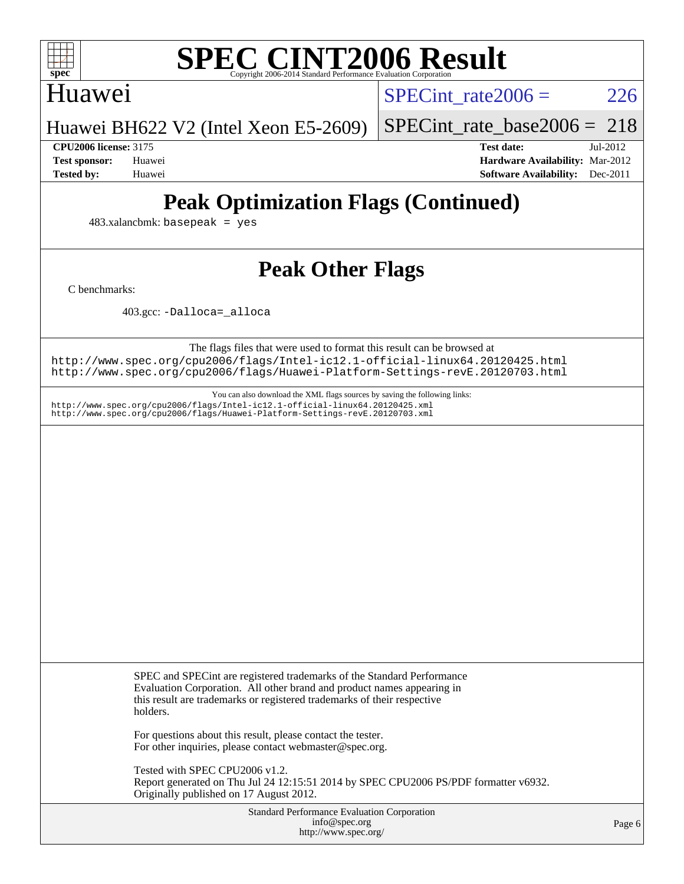# Peak Optimization Flags (Continued)

483.xalancbmk: basepeak = yes

# Peak Other Flags

C benchmarks:

403.gcc: -Dalloca=_alloca

The flags files that were used to format this result can be browsed at
http://www.spec.org/cpu2006/flags/Intel-ic12.1-official-linux64.20120425.html
http://www.spec.org/cpu2006/flags/Huawei-Platform-Settings-revE.20120703.html

You can also download the XML flags sources by saving the following links:
http://www.spec.org/cpu2006/flags/Intel-ic12.1-official-linux64.20120425.xml
http://www.spec.org/cpu2006/flags/Huawei-Platform-Settings-revE.20120703.xml

SPEC and SPECint are registered trademarks of the Standard Performance Evaluation Corporation. All other brand and product names appearing in this result are trademarks or registered trademarks of their respective holders.

For questions about this result, please contact the tester.
For other inquiries, please contact webmaster@spec.org.

Tested with SPEC CPU2006 v1.2.
Report generated on Thu Jul 24 12:15:51 2014 by SPEC CPU2006 PS/PDF formatter v6932.
Originally published on 17 August 2012.